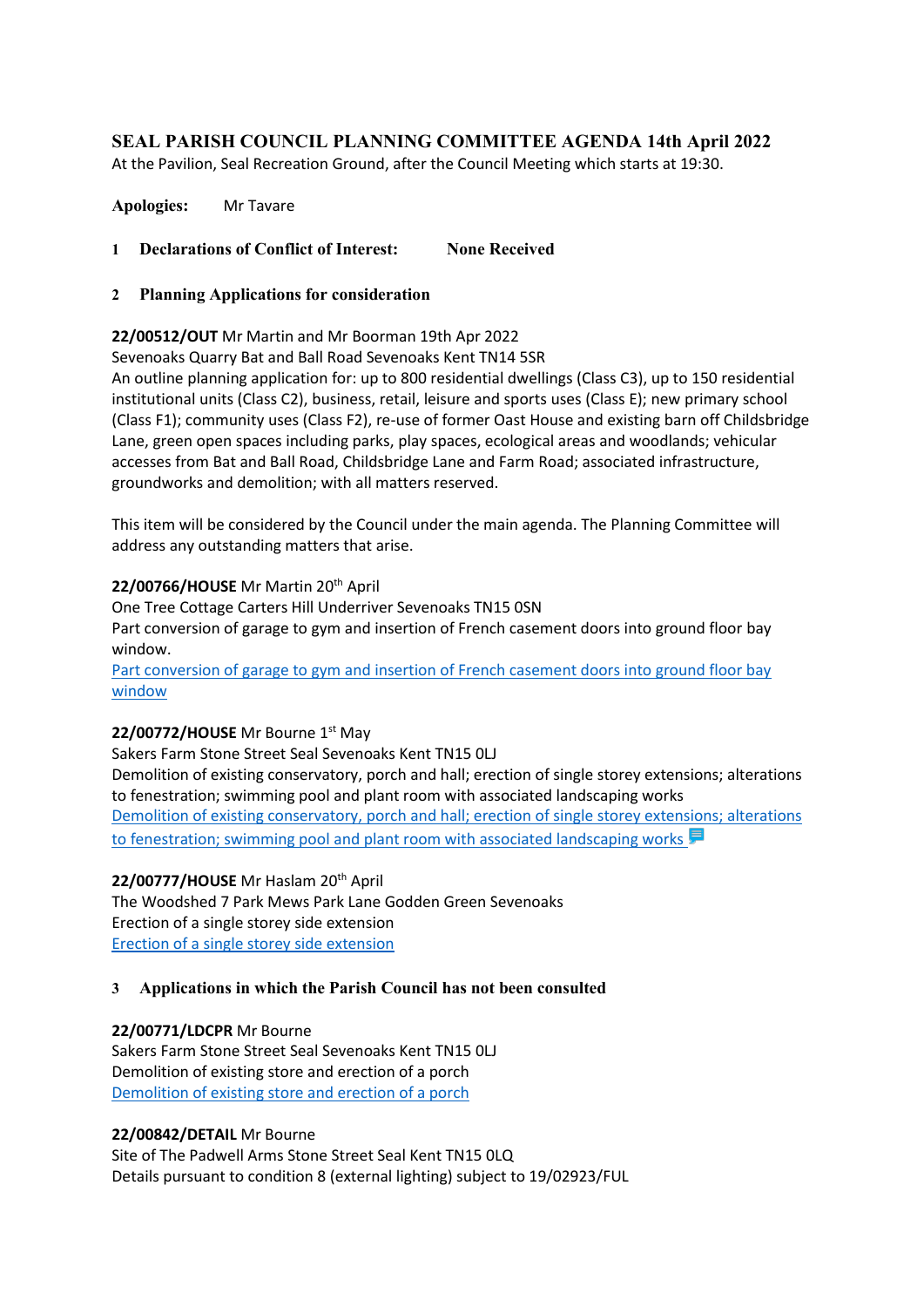# SEAL PARISH COUNCIL PLANNING COMMITTEE AGENDA 14th April 2022

At the Pavilion, Seal Recreation Ground, after the Council Meeting which starts at 19:30.

**Apologies:** Mr Tavare

## 1 Declarations of Conflict of Interest: None Received

## 2 Planning Applications for consideration

**22/00512/OUT** Mr Martin and Mr Boorman 19th Apr 2022
Sevenoaks Quarry Bat and Ball Road Sevenoaks Kent TN14 5SR
An outline planning application for: up to 800 residential dwellings (Class C3), up to 150 residential institutional units (Class C2), business, retail, leisure and sports uses (Class E); new primary school (Class F1); community uses (Class F2), re-use of former Oast House and existing barn off Childsbridge Lane, green open spaces including parks, play spaces, ecological areas and woodlands; vehicular accesses from Bat and Ball Road, Childsbridge Lane and Farm Road; associated infrastructure, groundworks and demolition; with all matters reserved.

This item will be considered by the Council under the main agenda. The Planning Committee will address any outstanding matters that arise.

**22/00766/HOUSE** Mr Martin 20th April
One Tree Cottage Carters Hill Underriver Sevenoaks TN15 0SN
Part conversion of garage to gym and insertion of French casement doors into ground floor bay window.
Part conversion of garage to gym and insertion of French casement doors into ground floor bay window

**22/00772/HOUSE** Mr Bourne 1st May
Sakers Farm Stone Street Seal Sevenoaks Kent TN15 0LJ
Demolition of existing conservatory, porch and hall; erection of single storey extensions; alterations to fenestration; swimming pool and plant room with associated landscaping works
Demolition of existing conservatory, porch and hall; erection of single storey extensions; alterations to fenestration; swimming pool and plant room with associated landscaping works

**22/00777/HOUSE** Mr Haslam 20th April
The Woodshed 7 Park Mews Park Lane Godden Green Sevenoaks
Erection of a single storey side extension
Erection of a single storey side extension

## 3 Applications in which the Parish Council has not been consulted

**22/00771/LDCPR** Mr Bourne
Sakers Farm Stone Street Seal Sevenoaks Kent TN15 0LJ
Demolition of existing store and erection of a porch
Demolition of existing store and erection of a porch

**22/00842/DETAIL** Mr Bourne
Site of The Padwell Arms Stone Street Seal Kent TN15 0LQ
Details pursuant to condition 8 (external lighting) subject to 19/02923/FUL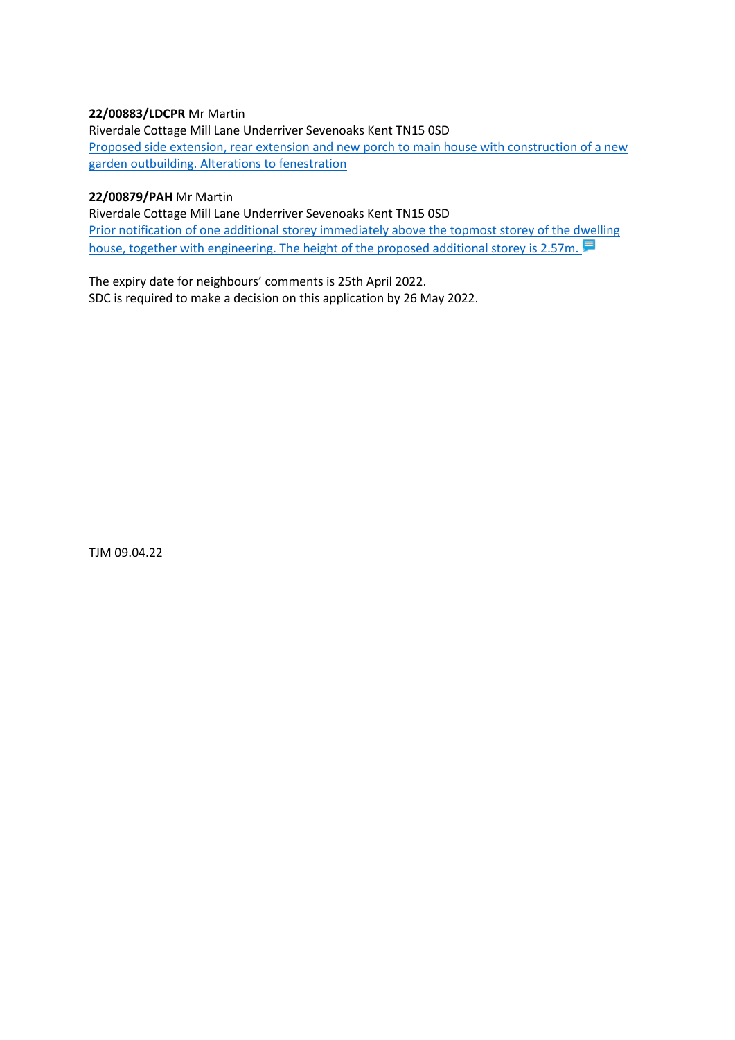**22/00883/LDCPR** Mr Martin
Riverdale Cottage Mill Lane Underriver Sevenoaks Kent TN15 0SD
Proposed side extension, rear extension and new porch to main house with construction of a new garden outbuilding. Alterations to fenestration

**22/00879/PAH** Mr Martin
Riverdale Cottage Mill Lane Underriver Sevenoaks Kent TN15 0SD
Prior notification of one additional storey immediately above the topmost storey of the dwelling house, together with engineering. The height of the proposed additional storey is 2.57m.

The expiry date for neighbours' comments is 25th April 2022.
SDC is required to make a decision on this application by 26 May 2022.

TJM 09.04.22